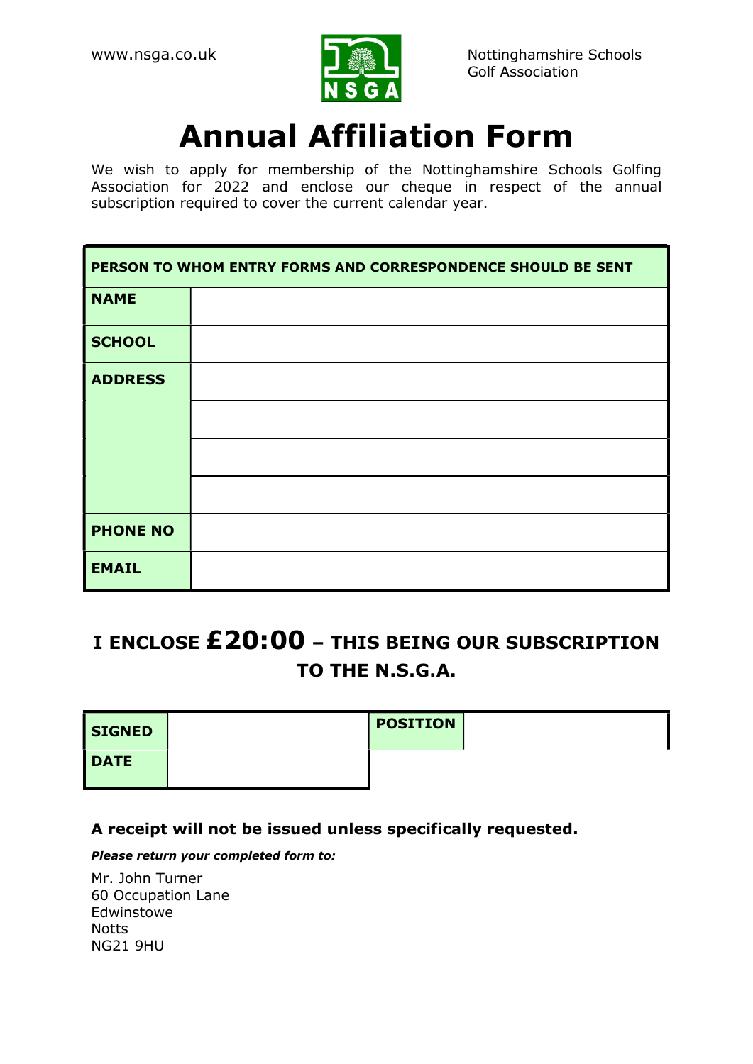www.nsga.co.uk

Nottinghamshire Schools
Golf Association

# Annual Affiliation Form

We wish to apply for membership of the Nottinghamshire Schools Golfing Association for 2022 and enclose our cheque in respect of the annual subscription required to cover the current calendar year.

| **PERSON TO WHOM ENTRY FORMS AND CORRESPONDENCE SHOULD BE SENT** | |
|---|---|
| **NAME** | |
| **SCHOOL** | |
| **ADDRESS** | |
| | |
| | |
| | |
| **PHONE NO** | |
| **EMAIL** | |

## I ENCLOSE £20:00 – THIS BEING OUR SUBSCRIPTION TO THE N.S.G.A.

| **SIGNED** | | **POSITION** | |
|---|---|---|---|
| **DATE** | | | |

**A receipt will not be issued unless specifically requested.**

***Please return your completed form to:***

Mr. John Turner
60 Occupation Lane
Edwinstowe
Notts
NG21 9HU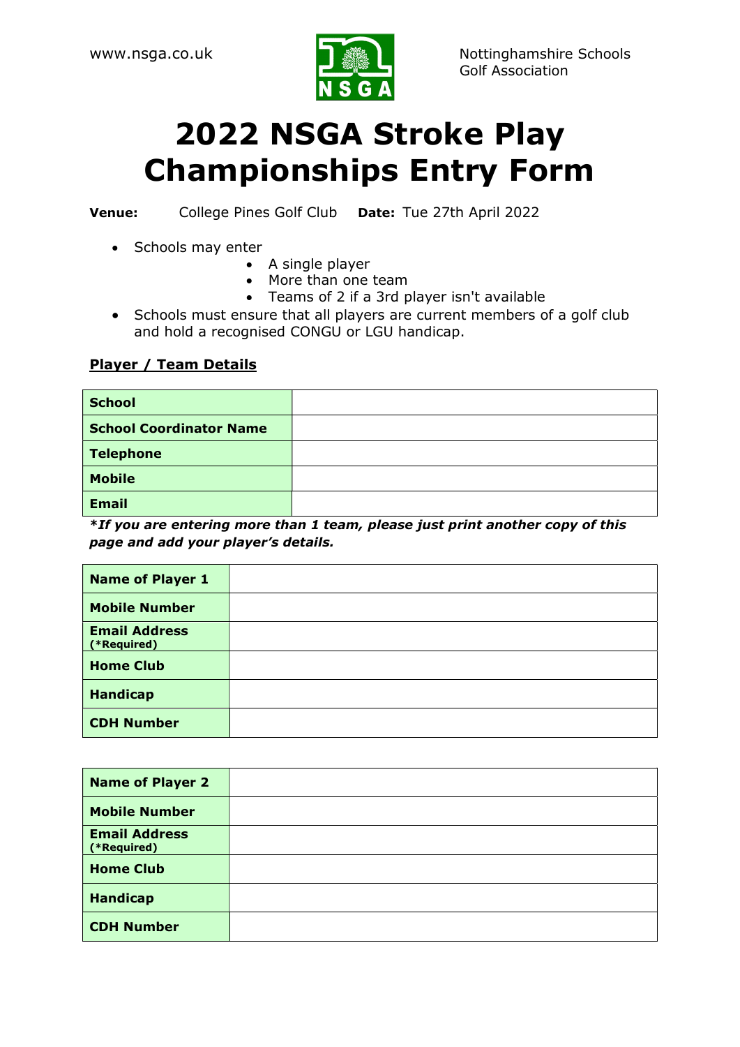www.nsga.co.uk

Nottinghamshire Schools Golf Association

# 2022 NSGA Stroke Play Championships Entry Form

**Venue:** College Pines Golf Club **Date:** Tue 27th April 2022

- Schools may enter
  - A single player
  - More than one team
  - Teams of 2 if a 3rd player isn't available
- Schools must ensure that all players are current members of a golf club and hold a recognised CONGU or LGU handicap.

## Player / Team Details

| | |
|---|---|
| **School** | |
| **School Coordinator Name** | |
| **Telephone** | |
| **Mobile** | |
| **Email** | |

***If you are entering more than 1 team, please just print another copy of this page and add your player's details.***

| | |
|---|---|
| **Name of Player 1** | |
| **Mobile Number** | |
| **Email Address (*Required)** | |
| **Home Club** | |
| **Handicap** | |
| **CDH Number** | |

| | |
|---|---|
| **Name of Player 2** | |
| **Mobile Number** | |
| **Email Address (*Required)** | |
| **Home Club** | |
| **Handicap** | |
| **CDH Number** | |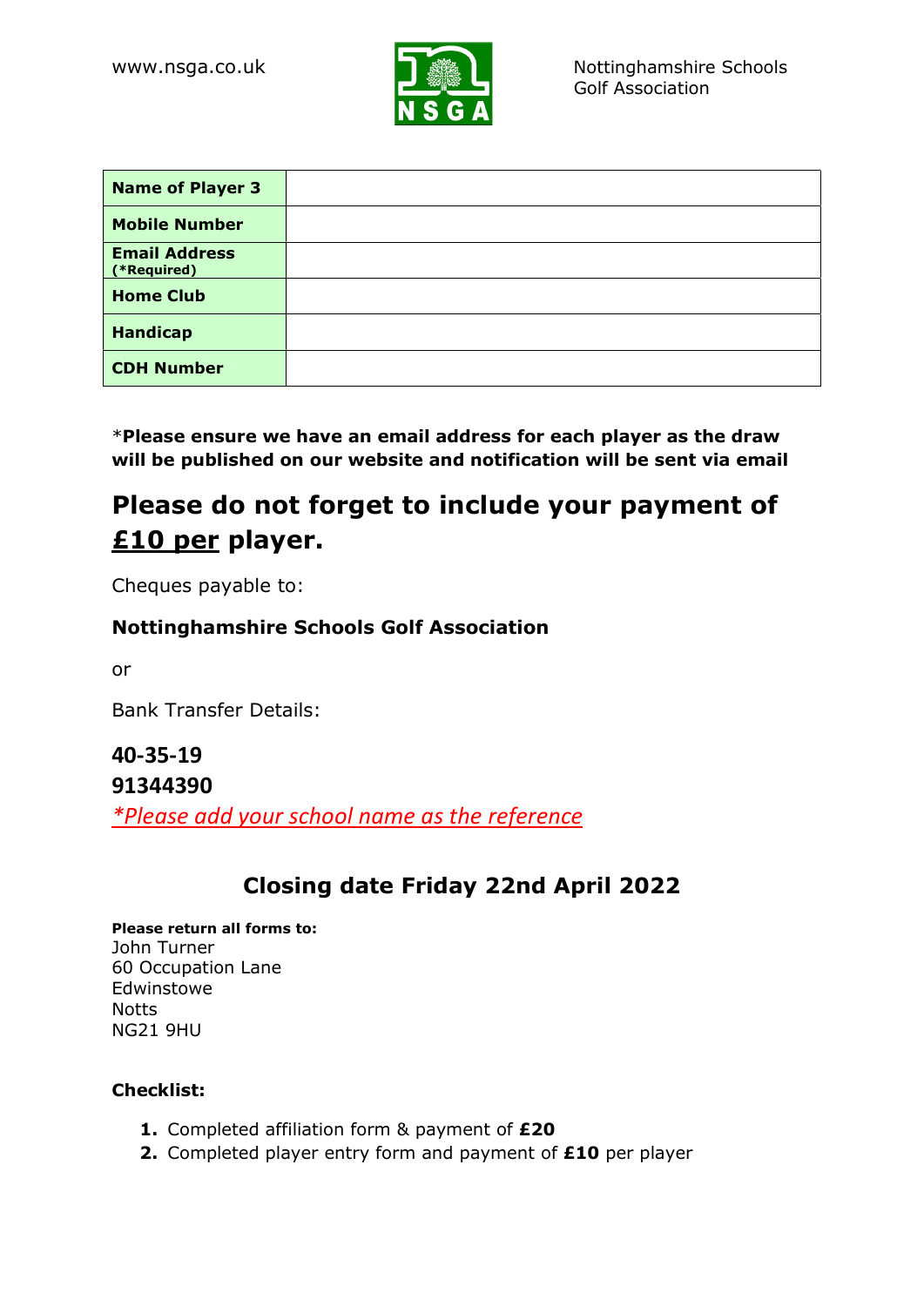www.nsga.co.uk

Nottinghamshire Schools Golf Association

| | |
|---|---|
| **Name of Player 3** | |
| **Mobile Number** | |
| **Email Address (*Required)** | |
| **Home Club** | |
| **Handicap** | |
| **CDH Number** | |

***Please ensure we have an email address for each player as the draw will be published on our website and notification will be sent via email**

## Please do not forget to include your payment of £10 per player.

Cheques payable to:

**Nottinghamshire Schools Golf Association**

or

Bank Transfer Details:

**40-35-19**
**91344390**
*\*Please add your school name as the reference*

## Closing date Friday 22nd April 2022

**Please return all forms to:**
John Turner
60 Occupation Lane
Edwinstowe
Notts
NG21 9HU

**Checklist:**

1. Completed affiliation form & payment of **£20**
2. Completed player entry form and payment of **£10** per player